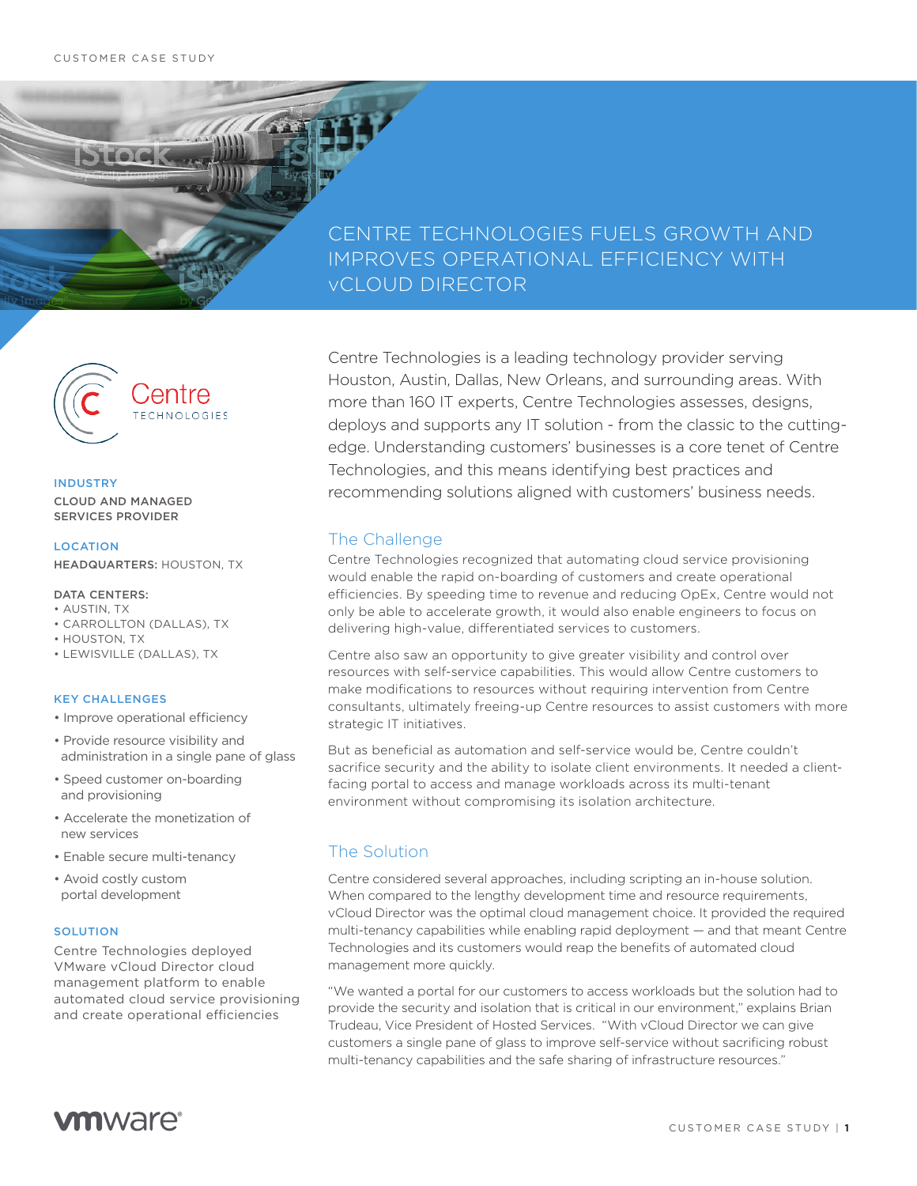# CENTRE TECHNOLOGIES FUELS GROWTH AND IMPROVES OPERATIONAL EFFICIENCY WITH vCLOUD DIRECTOR

Centre Technologies is a leading technology provider serving Houston, Austin, Dallas, New Orleans, and surrounding areas. With more than 160 IT experts, Centre Technologies assesses, designs, deploys and supports any IT solution - from the classic to the cutting-edge. Understanding customers' businesses is a core tenet of Centre Technologies, and this means identifying best practices and recommending solutions aligned with customers' business needs.

**INDUSTRY**

CLOUD AND MANAGED SERVICES PROVIDER

**LOCATION**

**HEADQUARTERS:** HOUSTON, TX

**DATA CENTERS:**

- AUSTIN, TX
- CARROLLTON (DALLAS), TX
- HOUSTON, TX
- LEWISVILLE (DALLAS), TX

**KEY CHALLENGES**

- Improve operational efficiency
- Provide resource visibility and administration in a single pane of glass
- Speed customer on-boarding and provisioning
- Accelerate the monetization of new services
- Enable secure multi-tenancy
- Avoid costly custom portal development

**SOLUTION**

Centre Technologies deployed VMware vCloud Director cloud management platform to enable automated cloud service provisioning and create operational efficiencies

## The Challenge

Centre Technologies recognized that automating cloud service provisioning would enable the rapid on-boarding of customers and create operational efficiencies. By speeding time to revenue and reducing OpEx, Centre would not only be able to accelerate growth, it would also enable engineers to focus on delivering high-value, differentiated services to customers.

Centre also saw an opportunity to give greater visibility and control over resources with self-service capabilities. This would allow Centre customers to make modifications to resources without requiring intervention from Centre consultants, ultimately freeing-up Centre resources to assist customers with more strategic IT initiatives.

But as beneficial as automation and self-service would be, Centre couldn't sacrifice security and the ability to isolate client environments. It needed a client-facing portal to access and manage workloads across its multi-tenant environment without compromising its isolation architecture.

## The Solution

Centre considered several approaches, including scripting an in-house solution. When compared to the lengthy development time and resource requirements, vCloud Director was the optimal cloud management choice. It provided the required multi-tenancy capabilities while enabling rapid deployment — and that meant Centre Technologies and its customers would reap the benefits of automated cloud management more quickly.

"We wanted a portal for our customers to access workloads but the solution had to provide the security and isolation that is critical in our environment," explains Brian Trudeau, Vice President of Hosted Services. "With vCloud Director we can give customers a single pane of glass to improve self-service without sacrificing robust multi-tenancy capabilities and the safe sharing of infrastructure resources."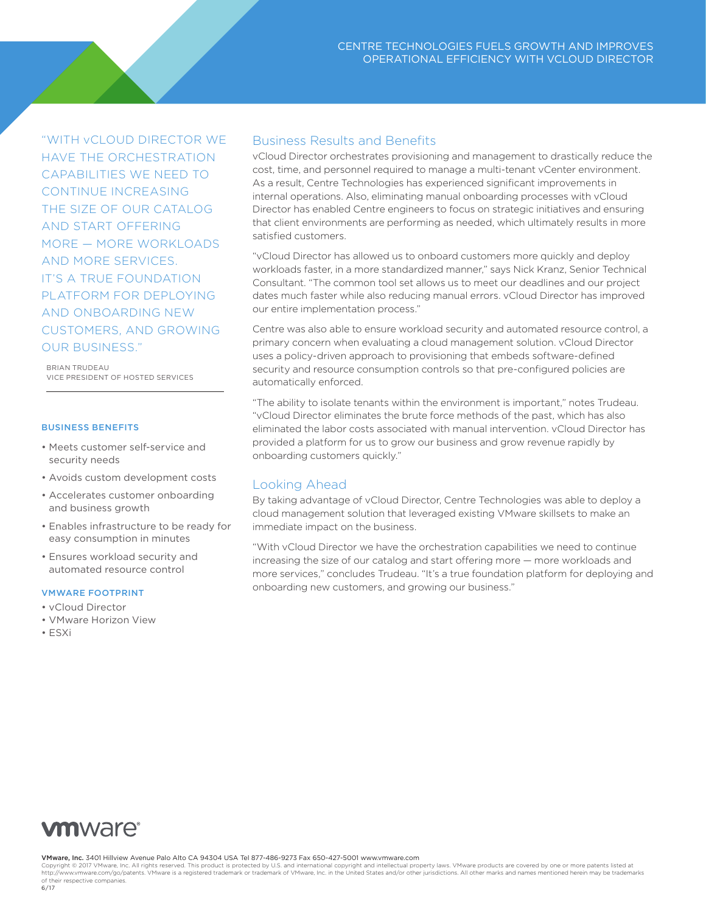"WITH vCLOUD DIRECTOR WE HAVE THE ORCHESTRATION CAPABILITIES WE NEED TO CONTINUE INCREASING THE SIZE OF OUR CATALOG AND START OFFERING MORE — MORE WORKLOADS AND MORE SERVICES. IT'S A TRUE FOUNDATION PLATFORM FOR DEPLOYING AND ONBOARDING NEW CUSTOMERS, AND GROWING OUR BUSINESS."

BRIAN TRUDEAU
VICE PRESIDENT OF HOSTED SERVICES

**BUSINESS BENEFITS**

- Meets customer self-service and security needs
- Avoids custom development costs
- Accelerates customer onboarding and business growth
- Enables infrastructure to be ready for easy consumption in minutes
- Ensures workload security and automated resource control

**VMWARE FOOTPRINT**

- vCloud Director
- VMware Horizon View
- ESXi

## Business Results and Benefits

vCloud Director orchestrates provisioning and management to drastically reduce the cost, time, and personnel required to manage a multi-tenant vCenter environment. As a result, Centre Technologies has experienced significant improvements in internal operations. Also, eliminating manual onboarding processes with vCloud Director has enabled Centre engineers to focus on strategic initiatives and ensuring that client environments are performing as needed, which ultimately results in more satisfied customers.

"vCloud Director has allowed us to onboard customers more quickly and deploy workloads faster, in a more standardized manner," says Nick Kranz, Senior Technical Consultant. "The common tool set allows us to meet our deadlines and our project dates much faster while also reducing manual errors. vCloud Director has improved our entire implementation process."

Centre was also able to ensure workload security and automated resource control, a primary concern when evaluating a cloud management solution. vCloud Director uses a policy-driven approach to provisioning that embeds software-defined security and resource consumption controls so that pre-configured policies are automatically enforced.

"The ability to isolate tenants within the environment is important," notes Trudeau. "vCloud Director eliminates the brute force methods of the past, which has also eliminated the labor costs associated with manual intervention. vCloud Director has provided a platform for us to grow our business and grow revenue rapidly by onboarding customers quickly."

## Looking Ahead

By taking advantage of vCloud Director, Centre Technologies was able to deploy a cloud management solution that leveraged existing VMware skillsets to make an immediate impact on the business.

"With vCloud Director we have the orchestration capabilities we need to continue increasing the size of our catalog and start offering more — more workloads and more services," concludes Trudeau. "It's a true foundation platform for deploying and onboarding new customers, and growing our business."

**VMware, Inc.** 3401 Hillview Avenue Palo Alto CA 94304 USA Tel 877-486-9273 Fax 650-427-5001 www.vmware.com
Copyright © 2017 VMware, Inc. All rights reserved. This product is protected by U.S. and international copyright and intellectual property laws. VMware products are covered by one or more patents listed at http://www.vmware.com/go/patents. VMware is a registered trademark or trademark of VMware, Inc. in the United States and/or other jurisdictions. All other marks and names mentioned herein may be trademarks of their respective companies.
6/17